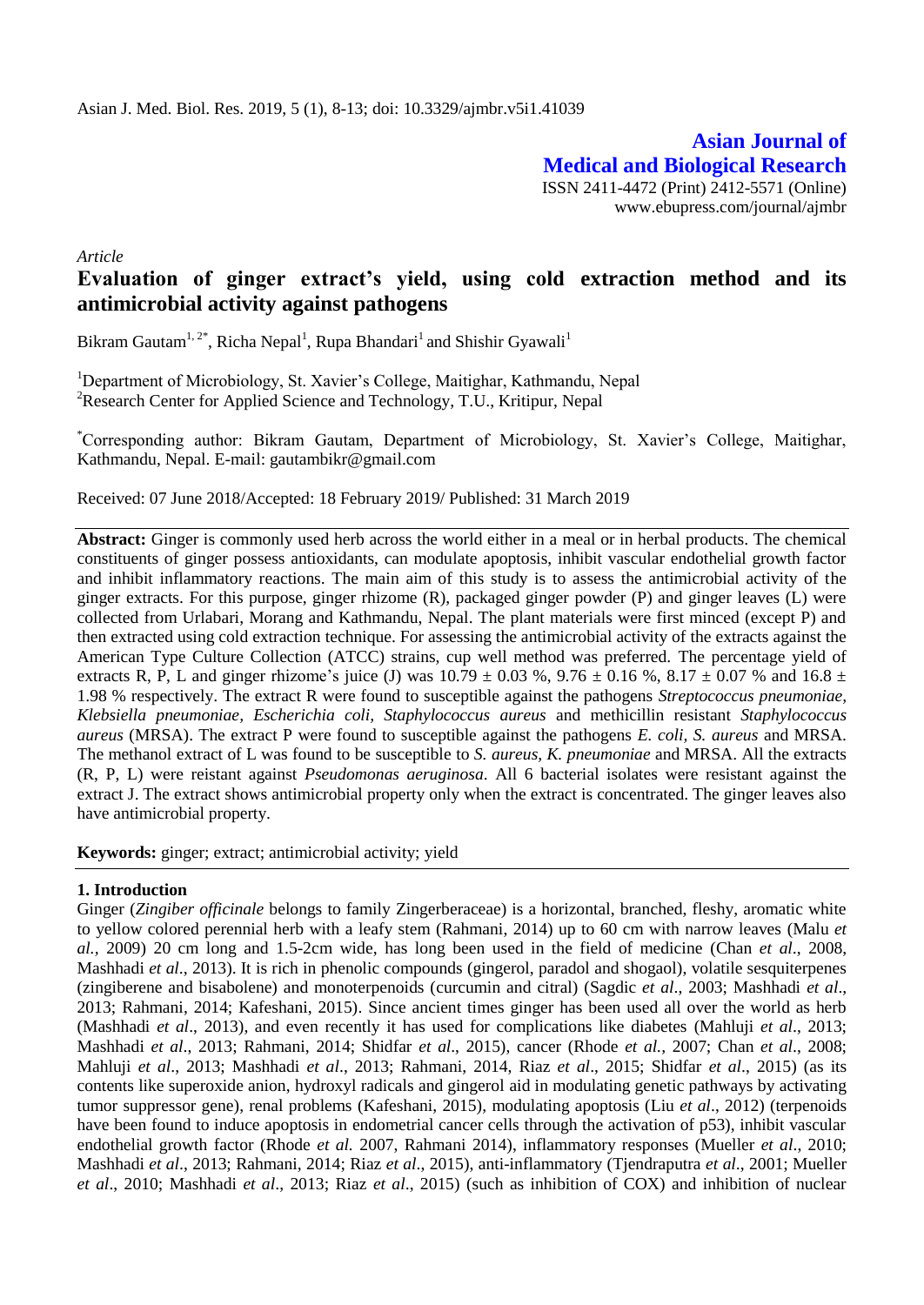Asian J. Med. Biol. Res. 2019, 5 (1), 8-13; doi: 10.3329/ajmbr.v5i1.41039

**Asian Journal of Medical and Biological Research**

ISSN 2411-4472 (Print) 2412-5571 (Online)
www.ebupress.com/journal/ajmbr

*Article*

# Evaluation of ginger extract's yield, using cold extraction method and its antimicrobial activity against pathogens

Bikram Gautam[1, 2*], Richa Nepal[1], Rupa Bhandari[1] and Shishir Gyawali[1]

[1]Department of Microbiology, St. Xavier's College, Maitighar, Kathmandu, Nepal
[2]Research Center for Applied Science and Technology, T.U., Kritipur, Nepal

[*]Corresponding author: Bikram Gautam, Department of Microbiology, St. Xavier's College, Maitighar, Kathmandu, Nepal. E-mail: gautambikr@gmail.com

Received: 07 June 2018/Accepted: 18 February 2019/ Published: 31 March 2019

**Abstract:** Ginger is commonly used herb across the world either in a meal or in herbal products. The chemical constituents of ginger possess antioxidants, can modulate apoptosis, inhibit vascular endothelial growth factor and inhibit inflammatory reactions. The main aim of this study is to assess the antimicrobial activity of the ginger extracts. For this purpose, ginger rhizome (R), packaged ginger powder (P) and ginger leaves (L) were collected from Urlabari, Morang and Kathmandu, Nepal. The plant materials were first minced (except P) and then extracted using cold extraction technique. For assessing the antimicrobial activity of the extracts against the American Type Culture Collection (ATCC) strains, cup well method was preferred. The percentage yield of extracts R, P, L and ginger rhizome's juice (J) was 10.79 ± 0.03 %, 9.76 ± 0.16 %, 8.17 ± 0.07 % and 16.8 ± 1.98 % respectively. The extract R were found to susceptible against the pathogens *Streptococcus pneumoniae, Klebsiella pneumoniae, Escherichia coli, Staphylococcus aureus* and methicillin resistant *Staphylococcus aureus* (MRSA). The extract P were found to susceptible against the pathogens *E. coli, S. aureus* and MRSA. The methanol extract of L was found to be susceptible to *S. aureus, K. pneumoniae* and MRSA. All the extracts (R, P, L) were reistant against *Pseudomonas aeruginosa*. All 6 bacterial isolates were resistant against the extract J. The extract shows antimicrobial property only when the extract is concentrated. The ginger leaves also have antimicrobial property.

**Keywords:** ginger; extract; antimicrobial activity; yield

## 1. Introduction

Ginger (*Zingiber officinale* belongs to family Zingerberaceae) is a horizontal, branched, fleshy, aromatic white to yellow colored perennial herb with a leafy stem (Rahmani, 2014) up to 60 cm with narrow leaves (Malu *et al.,* 2009) 20 cm long and 1.5-2cm wide, has long been used in the field of medicine (Chan *et al*., 2008, Mashhadi *et al*., 2013). It is rich in phenolic compounds (gingerol, paradol and shogaol), volatile sesquiterpenes (zingiberene and bisabolene) and monoterpenoids (curcumin and citral) (Sagdic *et al*., 2003; Mashhadi *et al*., 2013; Rahmani, 2014; Kafeshani, 2015). Since ancient times ginger has been used all over the world as herb (Mashhadi *et al*., 2013), and even recently it has used for complications like diabetes (Mahluji *et al*., 2013; Mashhadi *et al*., 2013; Rahmani, 2014; Shidfar *et al*., 2015), cancer (Rhode *et al.,* 2007; Chan *et al*., 2008; Mahluji *et al*., 2013; Mashhadi *et al*., 2013; Rahmani, 2014, Riaz *et al*., 2015; Shidfar *et al*., 2015) (as its contents like superoxide anion, hydroxyl radicals and gingerol aid in modulating genetic pathways by activating tumor suppressor gene), renal problems (Kafeshani, 2015), modulating apoptosis (Liu *et al*., 2012) (terpenoids have been found to induce apoptosis in endometrial cancer cells through the activation of p53), inhibit vascular endothelial growth factor (Rhode *et al.* 2007, Rahmani 2014), inflammatory responses (Mueller *et al*., 2010; Mashhadi *et al*., 2013; Rahmani, 2014; Riaz *et al*., 2015), anti-inflammatory (Tjendraputra *et al*., 2001; Mueller *et al*., 2010; Mashhadi *et al*., 2013; Riaz *et al*., 2015) (such as inhibition of COX) and inhibition of nuclear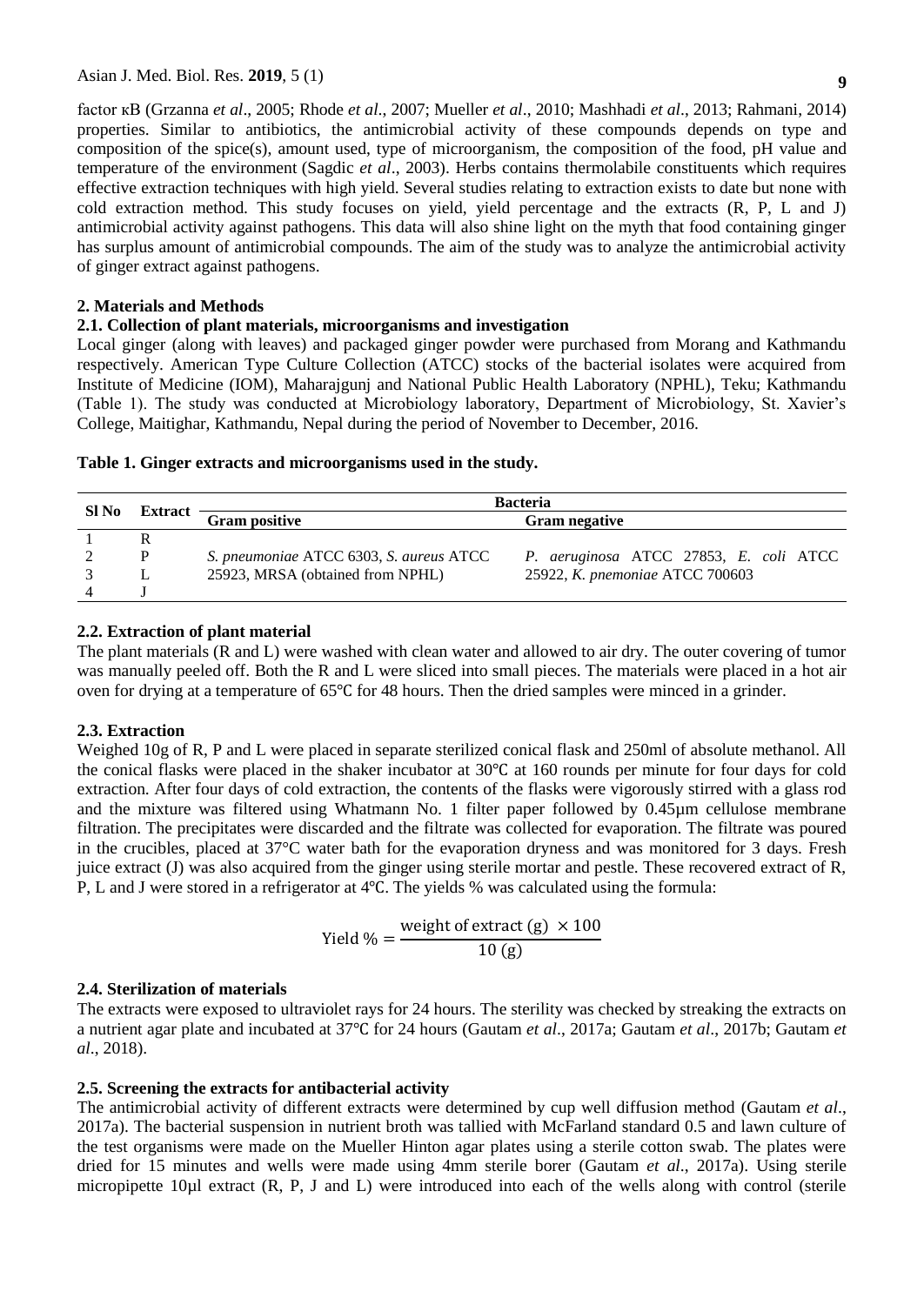factor κB (Grzanna *et al*., 2005; Rhode *et al*., 2007; Mueller *et al*., 2010; Mashhadi *et al*., 2013; Rahmani, 2014) properties. Similar to antibiotics, the antimicrobial activity of these compounds depends on type and composition of the spice(s), amount used, type of microorganism, the composition of the food, pH value and temperature of the environment (Sagdic *et al*., 2003). Herbs contains thermolabile constituents which requires effective extraction techniques with high yield. Several studies relating to extraction exists to date but none with cold extraction method. This study focuses on yield, yield percentage and the extracts (R, P, L and J) antimicrobial activity against pathogens. This data will also shine light on the myth that food containing ginger has surplus amount of antimicrobial compounds. The aim of the study was to analyze the antimicrobial activity of ginger extract against pathogens.

## 2. Materials and Methods

### 2.1. Collection of plant materials, microorganisms and investigation

Local ginger (along with leaves) and packaged ginger powder were purchased from Morang and Kathmandu respectively. American Type Culture Collection (ATCC) stocks of the bacterial isolates were acquired from Institute of Medicine (IOM), Maharajgunj and National Public Health Laboratory (NPHL), Teku; Kathmandu (Table 1). The study was conducted at Microbiology laboratory, Department of Microbiology, St. Xavier's College, Maitighar, Kathmandu, Nepal during the period of November to December, 2016.

**Table 1. Ginger extracts and microorganisms used in the study.**

| Sl No | Extract | Bacteria | |
|---|---|---|---|
| | | **Gram positive** | **Gram negative** |
| 1 | R | *S. pneumoniae* ATCC 6303, *S. aureus* ATCC 25923, MRSA (obtained from NPHL) | *P. aeruginosa* ATCC 27853, *E. coli* ATCC 25922, *K. pnemoniae* ATCC 700603 |
| 2 | P | | |
| 3 | L | | |
| 4 | J | | |

### 2.2. Extraction of plant material

The plant materials (R and L) were washed with clean water and allowed to air dry. The outer covering of tumor was manually peeled off. Both the R and L were sliced into small pieces. The materials were placed in a hot air oven for drying at a temperature of 65℃ for 48 hours. Then the dried samples were minced in a grinder.

### 2.3. Extraction

Weighed 10g of R, P and L were placed in separate sterilized conical flask and 250ml of absolute methanol. All the conical flasks were placed in the shaker incubator at 30℃ at 160 rounds per minute for four days for cold extraction. After four days of cold extraction, the contents of the flasks were vigorously stirred with a glass rod and the mixture was filtered using Whatmann No. 1 filter paper followed by 0.45µm cellulose membrane filtration. The precipitates were discarded and the filtrate was collected for evaporation. The filtrate was poured in the crucibles, placed at 37°C water bath for the evaporation dryness and was monitored for 3 days. Fresh juice extract (J) was also acquired from the ginger using sterile mortar and pestle. These recovered extract of R, P, L and J were stored in a refrigerator at 4℃. The yields % was calculated using the formula:

$$\text{Yield }\% = \frac{\text{weight of extract (g)} \times 100}{10\text{ (g)}}$$

### 2.4. Sterilization of materials

The extracts were exposed to ultraviolet rays for 24 hours. The sterility was checked by streaking the extracts on a nutrient agar plate and incubated at 37℃ for 24 hours (Gautam *et al*., 2017a; Gautam *et al*., 2017b; Gautam *et al*., 2018).

### 2.5. Screening the extracts for antibacterial activity

The antimicrobial activity of different extracts were determined by cup well diffusion method (Gautam *et al*., 2017a). The bacterial suspension in nutrient broth was tallied with McFarland standard 0.5 and lawn culture of the test organisms were made on the Mueller Hinton agar plates using a sterile cotton swab. The plates were dried for 15 minutes and wells were made using 4mm sterile borer (Gautam *et al*., 2017a). Using sterile micropipette 10µl extract (R, P, J and L) were introduced into each of the wells along with control (sterile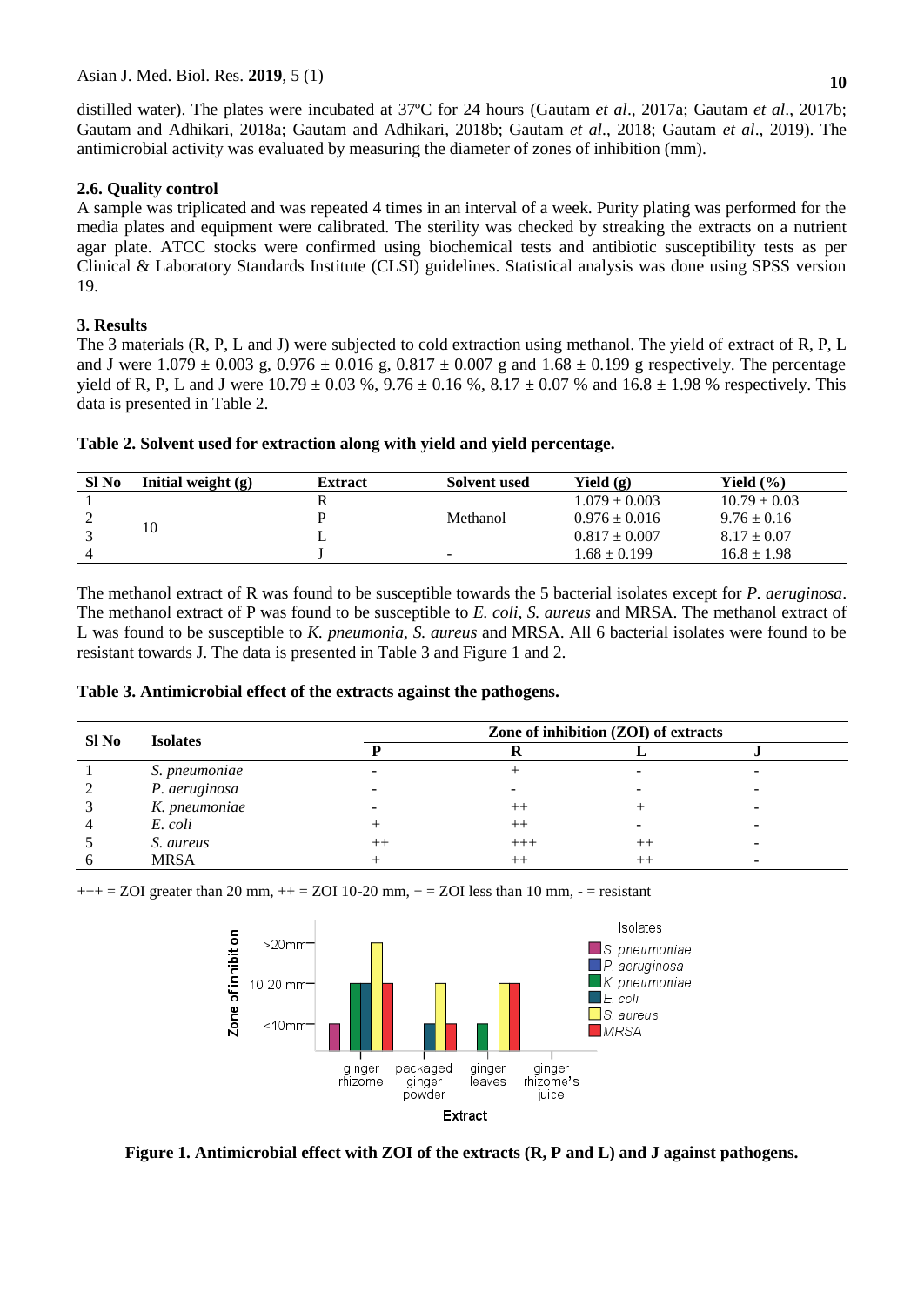distilled water). The plates were incubated at 37ºC for 24 hours (Gautam *et al*., 2017a; Gautam *et al*., 2017b; Gautam and Adhikari, 2018a; Gautam and Adhikari, 2018b; Gautam *et al*., 2018; Gautam *et al*., 2019). The antimicrobial activity was evaluated by measuring the diameter of zones of inhibition (mm).

### 2.6. Quality control

A sample was triplicated and was repeated 4 times in an interval of a week. Purity plating was performed for the media plates and equipment were calibrated. The sterility was checked by streaking the extracts on a nutrient agar plate. ATCC stocks were confirmed using biochemical tests and antibiotic susceptibility tests as per Clinical & Laboratory Standards Institute (CLSI) guidelines. Statistical analysis was done using SPSS version 19.

## 3. Results

The 3 materials (R, P, L and J) were subjected to cold extraction using methanol. The yield of extract of R, P, L and J were 1.079 ± 0.003 g, 0.976 ± 0.016 g, 0.817 ± 0.007 g and 1.68 ± 0.199 g respectively. The percentage yield of R, P, L and J were 10.79 ± 0.03 %, 9.76 ± 0.16 %, 8.17 ± 0.07 % and 16.8 ± 1.98 % respectively. This data is presented in Table 2.

**Table 2. Solvent used for extraction along with yield and yield percentage.**

| Sl No | Initial weight (g) | Extract | Solvent used | Yield (g) | Yield (%) |
|---|---|---|---|---|---|
| 1 | 10 | R | Methanol | 1.079 ± 0.003 | 10.79 ± 0.03 |
| 2 | | P | | 0.976 ± 0.016 | 9.76 ± 0.16 |
| 3 | | L | | 0.817 ± 0.007 | 8.17 ± 0.07 |
| 4 | | J | - | 1.68 ± 0.199 | 16.8 ± 1.98 |

The methanol extract of R was found to be susceptible towards the 5 bacterial isolates except for *P. aeruginosa*. The methanol extract of P was found to be susceptible to *E. coli, S. aureus* and MRSA. The methanol extract of L was found to be susceptible to *K. pneumonia, S. aureus* and MRSA. All 6 bacterial isolates were found to be resistant towards J. The data is presented in Table 3 and Figure 1 and 2.

**Table 3. Antimicrobial effect of the extracts against the pathogens.**

| Sl No | Isolates | Zone of inhibition (ZOI) of extracts | | | |
|---|---|---|---|---|---|
| | | P | R | L | J |
| 1 | *S. pneumoniae* | - | + | - | - |
| 2 | *P. aeruginosa* | - | - | - | - |
| 3 | *K. pneumoniae* | - | ++ | + | - |
| 4 | *E. coli* | + | ++ | - | - |
| 5 | *S. aureus* | ++ | +++ | ++ | - |
| 6 | MRSA | + | ++ | ++ | - |

+++ = ZOI greater than 20 mm, ++ = ZOI 10-20 mm, + = ZOI less than 10 mm, - = resistant

**Figure 1. Antimicrobial effect with ZOI of the extracts (R, P and L) and J against pathogens.**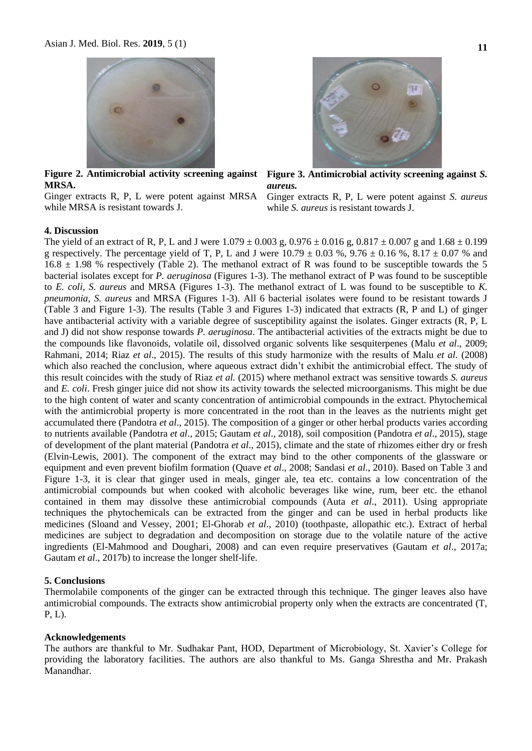**Figure 2. Antimicrobial activity screening against MRSA.**

Ginger extracts R, P, L were potent against MRSA while MRSA is resistant towards J.

**Figure 3. Antimicrobial activity screening against *S. aureus.***

Ginger extracts R, P, L were potent against *S. aureus* while *S. aureus* is resistant towards J.

## 4. Discussion

The yield of an extract of R, P, L and J were 1.079 ± 0.003 g, 0.976 ± 0.016 g, 0.817 ± 0.007 g and 1.68 ± 0.199 g respectively. The percentage yield of T, P, L and J were 10.79 ± 0.03 %, 9.76 ± 0.16 %, 8.17 ± 0.07 % and 16.8 ± 1.98 % respectively (Table 2). The methanol extract of R was found to be susceptible towards the 5 bacterial isolates except for *P. aeruginosa* (Figures 1-3). The methanol extract of P was found to be susceptible to *E. coli, S. aureus* and MRSA (Figures 1-3). The methanol extract of L was found to be susceptible to *K. pneumonia*, *S. aureus* and MRSA (Figures 1-3). All 6 bacterial isolates were found to be resistant towards J (Table 3 and Figure 1-3). The results (Table 3 and Figures 1-3) indicated that extracts (R, P and L) of ginger have antibacterial activity with a variable degree of susceptibility against the isolates. Ginger extracts (R, P, L and J) did not show response towards *P. aeruginosa*. The antibacterial activities of the extracts might be due to the compounds like flavonoids, volatile oil, dissolved organic solvents like sesquiterpenes (Malu *et al*., 2009; Rahmani, 2014; Riaz *et al*., 2015). The results of this study harmonize with the results of Malu *et al.* (2008) which also reached the conclusion, where aqueous extract didn't exhibit the antimicrobial effect. The study of this result coincides with the study of Riaz *et al.* (2015) where methanol extract was sensitive towards *S. aureus* and *E. coli*. Fresh ginger juice did not show its activity towards the selected microorganisms. This might be due to the high content of water and scanty concentration of antimicrobial compounds in the extract. Phytochemical with the antimicrobial property is more concentrated in the root than in the leaves as the nutrients might get accumulated there (Pandotra *et al*., 2015). The composition of a ginger or other herbal products varies according to nutrients available (Pandotra *et al*., 2015; Gautam *et al*., 2018), soil composition (Pandotra *et al*., 2015), stage of development of the plant material (Pandotra *et al*., 2015), climate and the state of rhizomes either dry or fresh (Elvin-Lewis, 2001). The component of the extract may bind to the other components of the glassware or equipment and even prevent biofilm formation (Quave *et al*., 2008; Sandasi *et al*., 2010). Based on Table 3 and Figure 1-3, it is clear that ginger used in meals, ginger ale, tea etc. contains a low concentration of the antimicrobial compounds but when cooked with alcoholic beverages like wine, rum, beer etc. the ethanol contained in them may dissolve these antimicrobial compounds (Auta *et al*., 2011). Using appropriate techniques the phytochemicals can be extracted from the ginger and can be used in herbal products like medicines (Sloand and Vessey, 2001; El-Ghorab *et al*., 2010) (toothpaste, allopathic etc.). Extract of herbal medicines are subject to degradation and decomposition on storage due to the volatile nature of the active ingredients (El-Mahmood and Doughari, 2008) and can even require preservatives (Gautam *et al*., 2017a; Gautam *et al*., 2017b) to increase the longer shelf-life.

## 5. Conclusions

Thermolabile components of the ginger can be extracted through this technique. The ginger leaves also have antimicrobial compounds. The extracts show antimicrobial property only when the extracts are concentrated (T, P, L).

## Acknowledgements

The authors are thankful to Mr. Sudhakar Pant, HOD, Department of Microbiology, St. Xavier's College for providing the laboratory facilities. The authors are also thankful to Ms. Ganga Shrestha and Mr. Prakash Manandhar.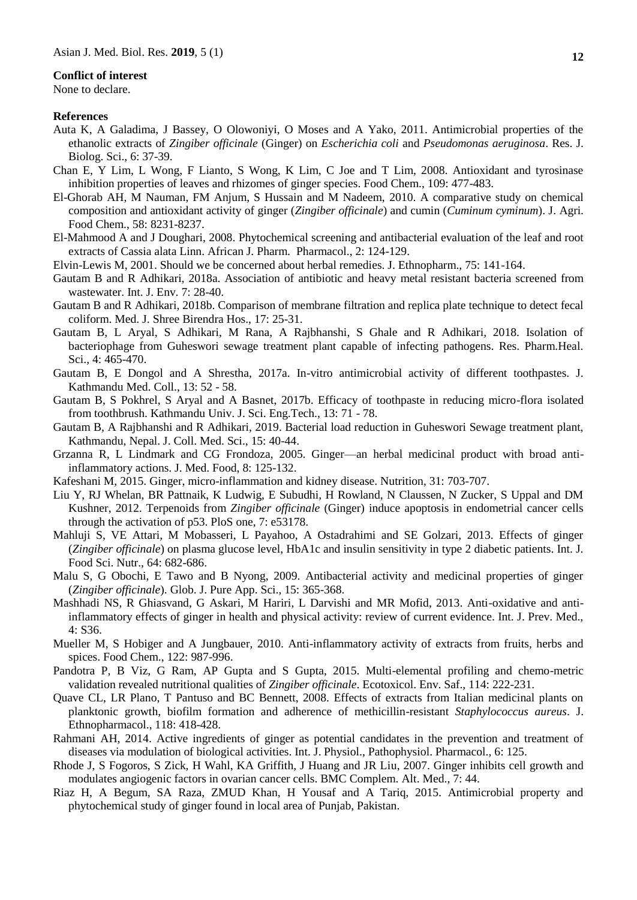**Conflict of interest**

None to declare.

**References**

Auta K, A Galadima, J Bassey, O Olowoniyi, O Moses and A Yako, 2011. Antimicrobial properties of the ethanolic extracts of *Zingiber officinale* (Ginger) on *Escherichia coli* and *Pseudomonas aeruginosa*. Res. J. Biolog. Sci., 6: 37-39.

Chan E, Y Lim, L Wong, F Lianto, S Wong, K Lim, C Joe and T Lim, 2008. Antioxidant and tyrosinase inhibition properties of leaves and rhizomes of ginger species. Food Chem., 109: 477-483.

El-Ghorab AH, M Nauman, FM Anjum, S Hussain and M Nadeem, 2010. A comparative study on chemical composition and antioxidant activity of ginger (*Zingiber officinale*) and cumin (*Cuminum cyminum*). J. Agri. Food Chem., 58: 8231-8237.

El-Mahmood A and J Doughari, 2008. Phytochemical screening and antibacterial evaluation of the leaf and root extracts of Cassia alata Linn. African J. Pharm. Pharmacol., 2: 124-129.

Elvin-Lewis M, 2001. Should we be concerned about herbal remedies. J. Ethnopharm., 75: 141-164.

Gautam B and R Adhikari, 2018a. Association of antibiotic and heavy metal resistant bacteria screened from wastewater. Int. J. Env. 7: 28-40.

Gautam B and R Adhikari, 2018b. Comparison of membrane filtration and replica plate technique to detect fecal coliform. Med. J. Shree Birendra Hos., 17: 25-31.

Gautam B, L Aryal, S Adhikari, M Rana, A Rajbhanshi, S Ghale and R Adhikari, 2018. Isolation of bacteriophage from Guheswori sewage treatment plant capable of infecting pathogens. Res. Pharm.Heal. Sci., 4: 465-470.

Gautam B, E Dongol and A Shrestha, 2017a. In-vitro antimicrobial activity of different toothpastes. J. Kathmandu Med. Coll., 13: 52 - 58.

Gautam B, S Pokhrel, S Aryal and A Basnet, 2017b. Efficacy of toothpaste in reducing micro-flora isolated from toothbrush. Kathmandu Univ. J. Sci. Eng.Tech., 13: 71 - 78.

Gautam B, A Rajbhanshi and R Adhikari, 2019. Bacterial load reduction in Guheswori Sewage treatment plant, Kathmandu, Nepal. J. Coll. Med. Sci., 15: 40-44.

Grzanna R, L Lindmark and CG Frondoza, 2005. Ginger—an herbal medicinal product with broad anti-inflammatory actions. J. Med. Food, 8: 125-132.

Kafeshani M, 2015. Ginger, micro-inflammation and kidney disease. Nutrition, 31: 703-707.

Liu Y, RJ Whelan, BR Pattnaik, K Ludwig, E Subudhi, H Rowland, N Claussen, N Zucker, S Uppal and DM Kushner, 2012. Terpenoids from *Zingiber officinale* (Ginger) induce apoptosis in endometrial cancer cells through the activation of p53. PloS one, 7: e53178.

Mahluji S, VE Attari, M Mobasseri, L Payahoo, A Ostadrahimi and SE Golzari, 2013. Effects of ginger (*Zingiber officinale*) on plasma glucose level, HbA1c and insulin sensitivity in type 2 diabetic patients. Int. J. Food Sci. Nutr., 64: 682-686.

Malu S, G Obochi, E Tawo and B Nyong, 2009. Antibacterial activity and medicinal properties of ginger (*Zingiber officinale*). Glob. J. Pure App. Sci., 15: 365-368.

Mashhadi NS, R Ghiasvand, G Askari, M Hariri, L Darvishi and MR Mofid, 2013. Anti-oxidative and anti-inflammatory effects of ginger in health and physical activity: review of current evidence. Int. J. Prev. Med., 4: S36.

Mueller M, S Hobiger and A Jungbauer, 2010. Anti-inflammatory activity of extracts from fruits, herbs and spices. Food Chem., 122: 987-996.

Pandotra P, B Viz, G Ram, AP Gupta and S Gupta, 2015. Multi-elemental profiling and chemo-metric validation revealed nutritional qualities of *Zingiber officinale*. Ecotoxicol. Env. Saf., 114: 222-231.

Quave CL, LR Plano, T Pantuso and BC Bennett, 2008. Effects of extracts from Italian medicinal plants on planktonic growth, biofilm formation and adherence of methicillin-resistant *Staphylococcus aureus*. J. Ethnopharmacol., 118: 418-428.

Rahmani AH, 2014. Active ingredients of ginger as potential candidates in the prevention and treatment of diseases via modulation of biological activities. Int. J. Physiol., Pathophysiol. Pharmacol., 6: 125.

Rhode J, S Fogoros, S Zick, H Wahl, KA Griffith, J Huang and JR Liu, 2007. Ginger inhibits cell growth and modulates angiogenic factors in ovarian cancer cells. BMC Complem. Alt. Med., 7: 44.

Riaz H, A Begum, SA Raza, ZMUD Khan, H Yousaf and A Tariq, 2015. Antimicrobial property and phytochemical study of ginger found in local area of Punjab, Pakistan.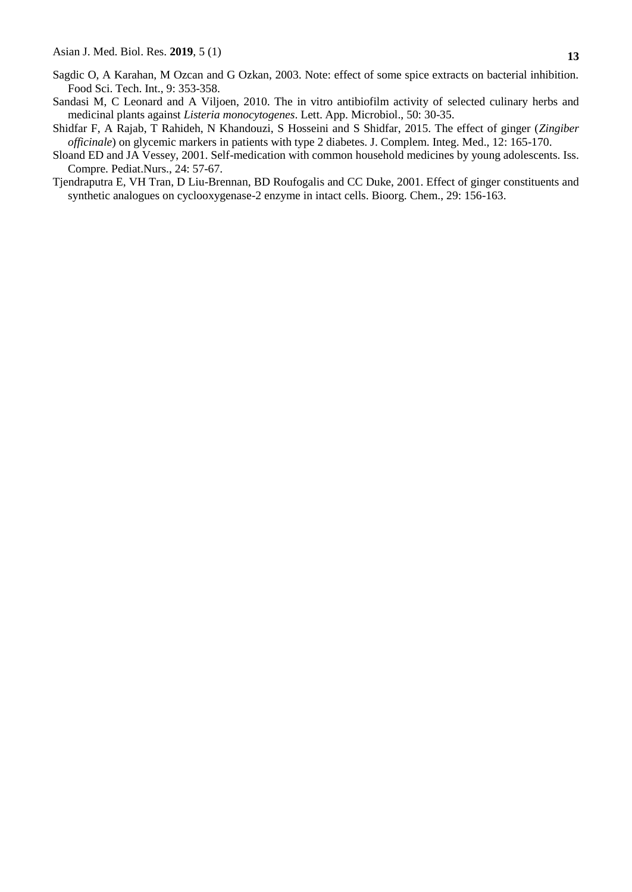Sagdic O, A Karahan, M Ozcan and G Ozkan, 2003. Note: effect of some spice extracts on bacterial inhibition. Food Sci. Tech. Int., 9: 353-358.

Sandasi M, C Leonard and A Viljoen, 2010. The in vitro antibiofilm activity of selected culinary herbs and medicinal plants against *Listeria monocytogenes*. Lett. App. Microbiol., 50: 30-35.

Shidfar F, A Rajab, T Rahideh, N Khandouzi, S Hosseini and S Shidfar, 2015. The effect of ginger (*Zingiber officinale*) on glycemic markers in patients with type 2 diabetes. J. Complem. Integ. Med., 12: 165-170.

Sloand ED and JA Vessey, 2001. Self-medication with common household medicines by young adolescents. Iss. Compre. Pediat.Nurs., 24: 57-67.

Tjendraputra E, VH Tran, D Liu-Brennan, BD Roufogalis and CC Duke, 2001. Effect of ginger constituents and synthetic analogues on cyclooxygenase-2 enzyme in intact cells. Bioorg. Chem., 29: 156-163.